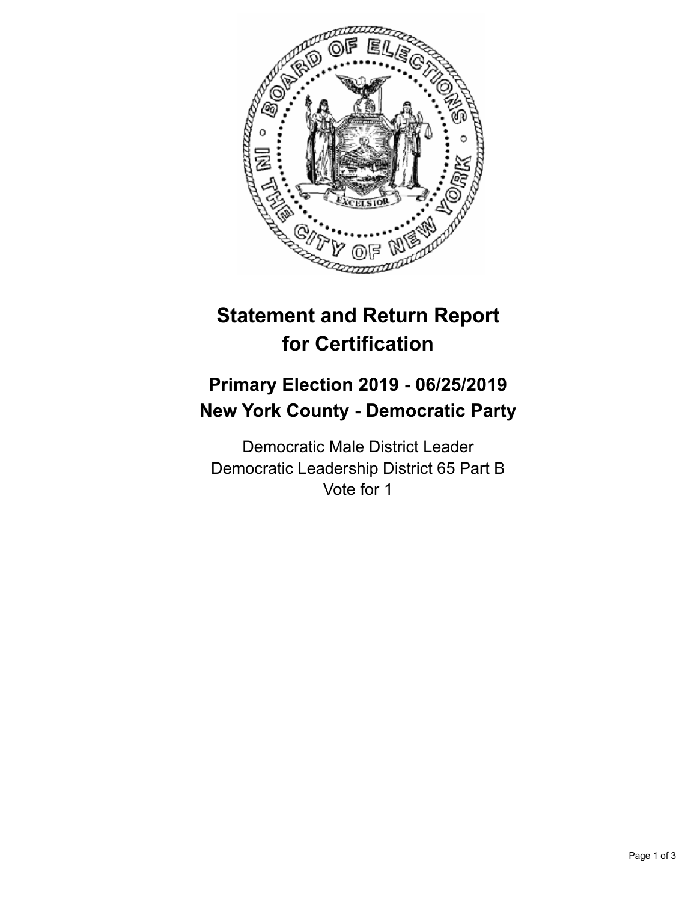# Statement and Return Report for Certification

## Primary Election 2019 - 06/25/2019
## New York County - Democratic Party

Democratic Male District Leader
Democratic Leadership District 65 Part B
Vote for 1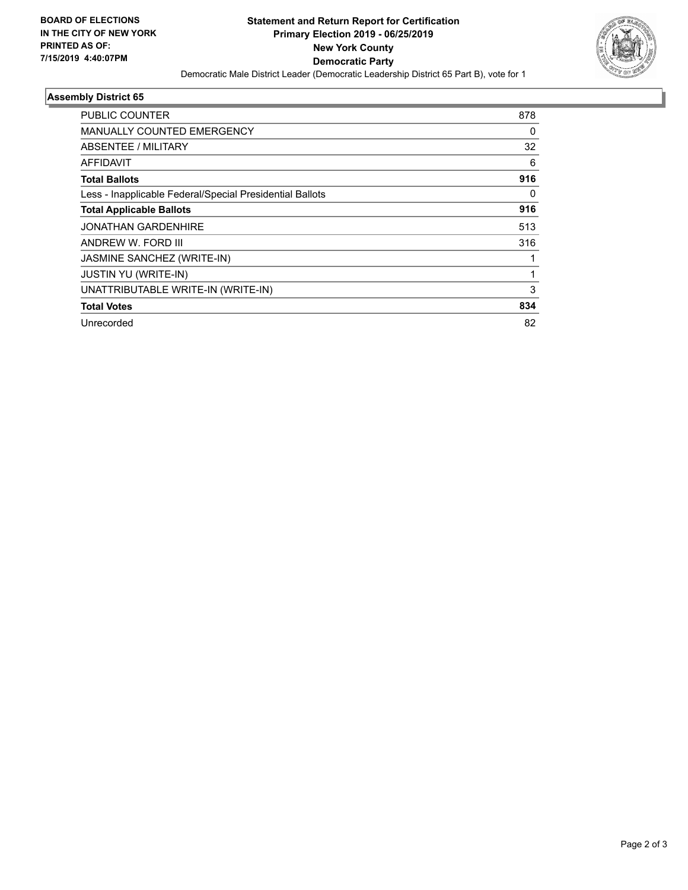**BOARD OF ELECTIONS IN THE CITY OF NEW YORK PRINTED AS OF: 7/15/2019 4:40:07PM**

# Statement and Return Report for Certification
## Primary Election 2019 - 06/25/2019
## New York County
## Democratic Party

Democratic Male District Leader (Democratic Leadership District 65 Part B), vote for 1

### Assembly District 65

| | |
|---|---|
| PUBLIC COUNTER | 878 |
| MANUALLY COUNTED EMERGENCY | 0 |
| ABSENTEE / MILITARY | 32 |
| AFFIDAVIT | 6 |
| **Total Ballots** | **916** |
| Less - Inapplicable Federal/Special Presidential Ballots | 0 |
| **Total Applicable Ballots** | **916** |
| JONATHAN GARDENHIRE | 513 |
| ANDREW W. FORD III | 316 |
| JASMINE SANCHEZ (WRITE-IN) | 1 |
| JUSTIN YU (WRITE-IN) | 1 |
| UNATTRIBUTABLE WRITE-IN (WRITE-IN) | 3 |
| **Total Votes** | **834** |
| Unrecorded | 82 |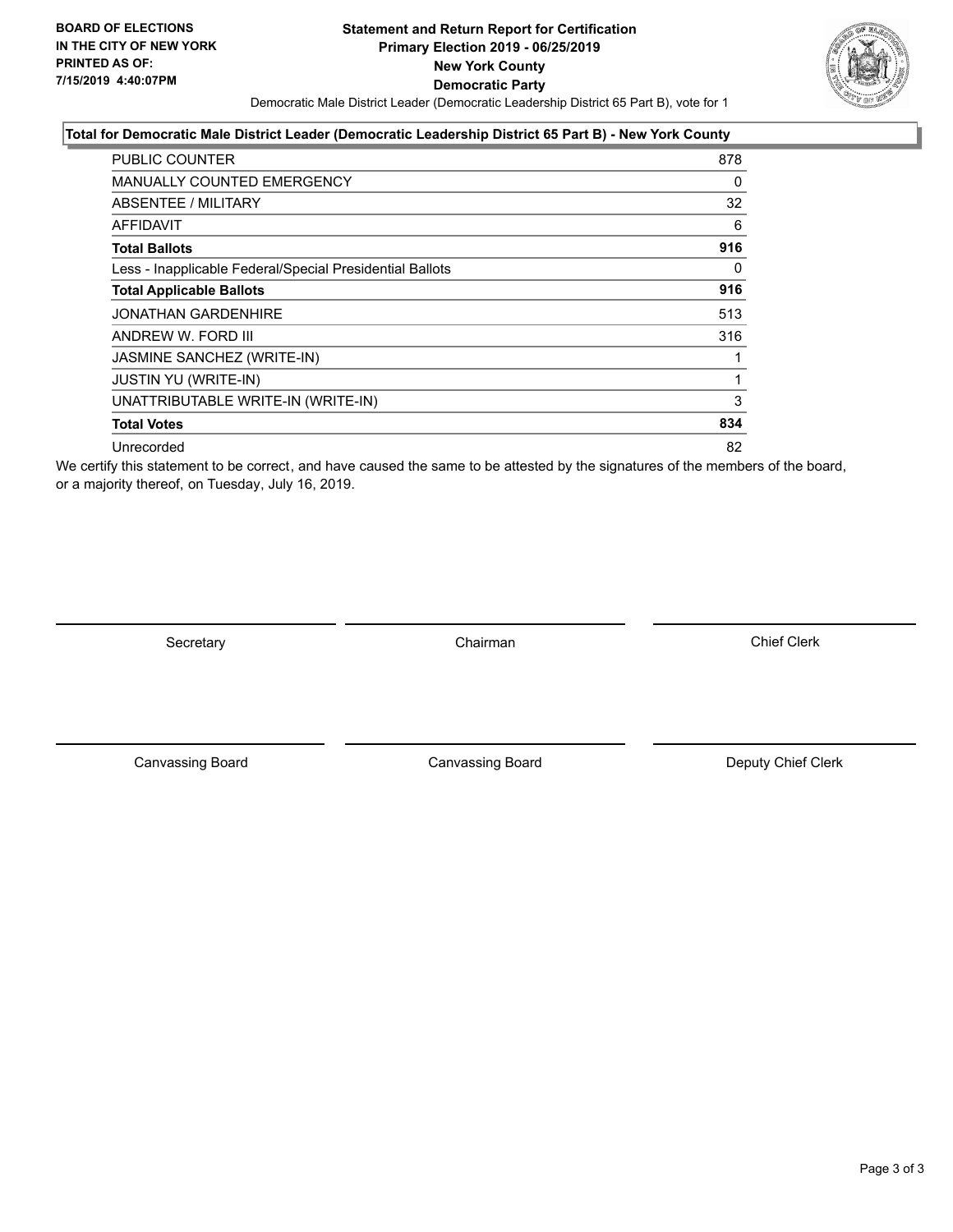**BOARD OF ELECTIONS IN THE CITY OF NEW YORK PRINTED AS OF: 7/15/2019 4:40:07PM**

**Statement and Return Report for Certification Primary Election 2019 - 06/25/2019 New York County Democratic Party**

Democratic Male District Leader (Democratic Leadership District 65 Part B), vote for 1

**Total for Democratic Male District Leader (Democratic Leadership District 65 Part B) - New York County**

| | |
|---|---|
| PUBLIC COUNTER | 878 |
| MANUALLY COUNTED EMERGENCY | 0 |
| ABSENTEE / MILITARY | 32 |
| AFFIDAVIT | 6 |
| **Total Ballots** | **916** |
| Less - Inapplicable Federal/Special Presidential Ballots | 0 |
| **Total Applicable Ballots** | **916** |
| JONATHAN GARDENHIRE | 513 |
| ANDREW W. FORD III | 316 |
| JASMINE SANCHEZ (WRITE-IN) | 1 |
| JUSTIN YU (WRITE-IN) | 1 |
| UNATTRIBUTABLE WRITE-IN (WRITE-IN) | 3 |
| **Total Votes** | **834** |
| Unrecorded | 82 |

We certify this statement to be correct, and have caused the same to be attested by the signatures of the members of the board, or a majority thereof, on Tuesday, July 16, 2019.

Secretary

Chairman

Chief Clerk

Canvassing Board

Canvassing Board

Deputy Chief Clerk